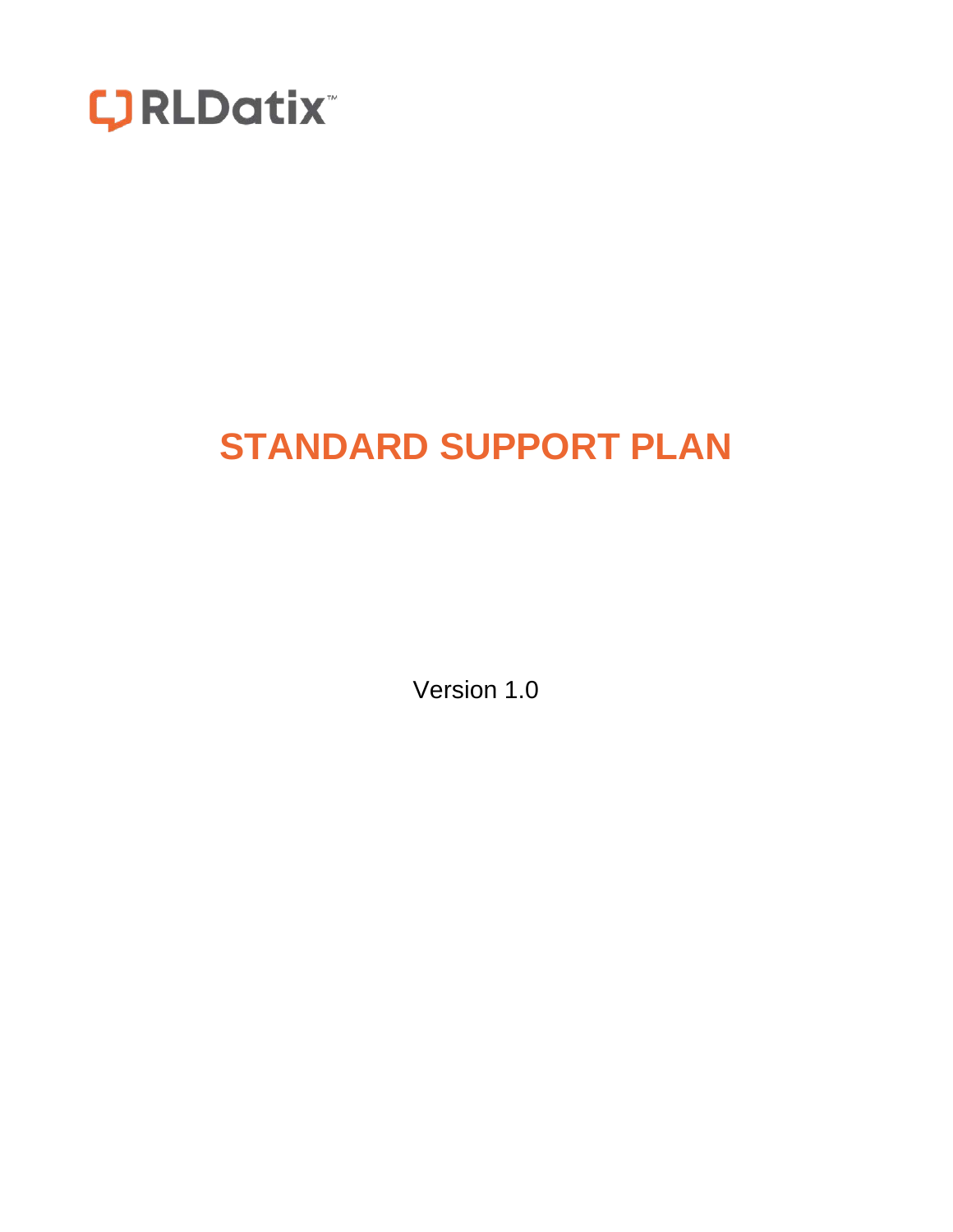RLDatix™

# STANDARD SUPPORT PLAN

Version 1.0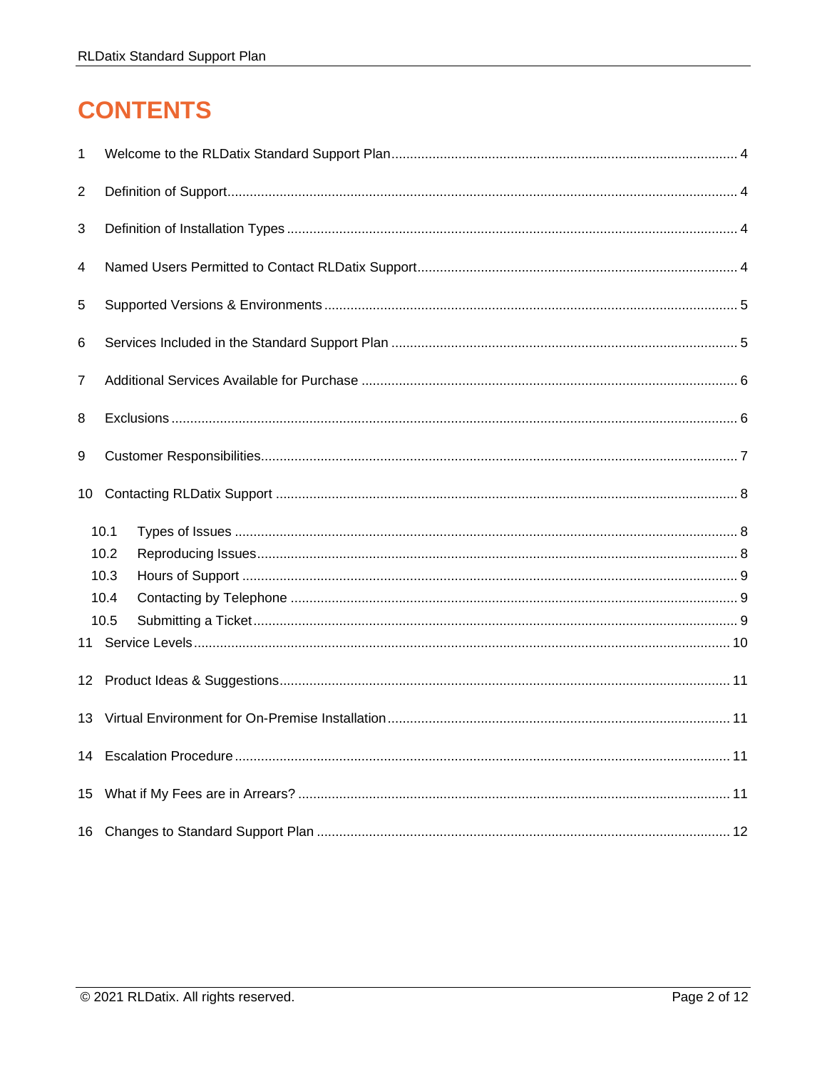# CONTENTS

1 Welcome to the RLDatix Standard Support Plan ........ 4

2 Definition of Support ........ 4

3 Definition of Installation Types ........ 4

4 Named Users Permitted to Contact RLDatix Support ........ 4

5 Supported Versions & Environments ........ 5

6 Services Included in the Standard Support Plan ........ 5

7 Additional Services Available for Purchase ........ 6

8 Exclusions ........ 6

9 Customer Responsibilities ........ 7

10 Contacting RLDatix Support ........ 8

- 10.1 Types of Issues ........ 8
- 10.2 Reproducing Issues ........ 8
- 10.3 Hours of Support ........ 9
- 10.4 Contacting by Telephone ........ 9
- 10.5 Submitting a Ticket ........ 9

11 Service Levels ........ 10

12 Product Ideas & Suggestions ........ 11

13 Virtual Environment for On-Premise Installation ........ 11

14 Escalation Procedure ........ 11

15 What if My Fees are in Arrears? ........ 11

16 Changes to Standard Support Plan ........ 12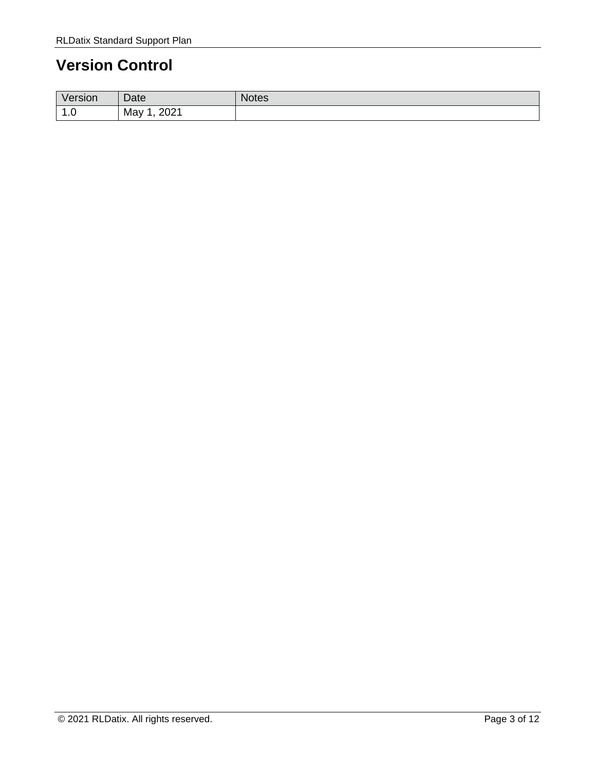# Version Control

| Version | Date | Notes |
| --- | --- | --- |
| 1.0 | May 1, 2021 | |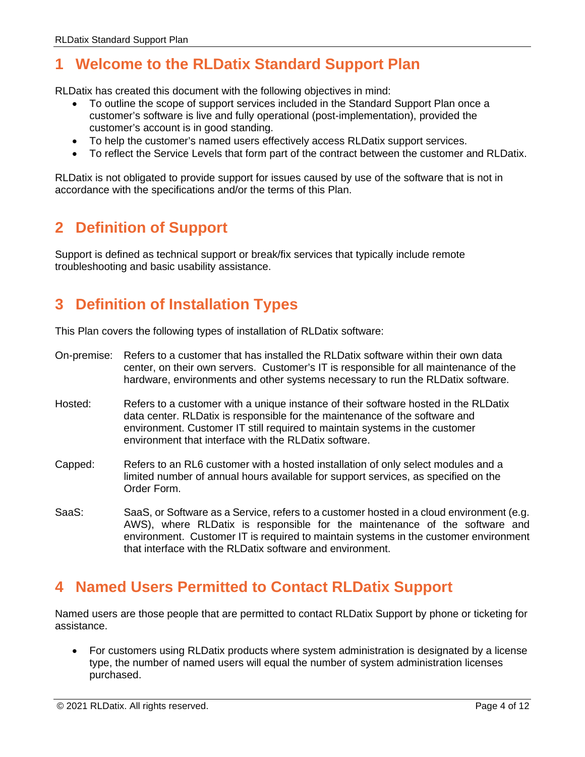# 1 Welcome to the RLDatix Standard Support Plan

RLDatix has created this document with the following objectives in mind:

- To outline the scope of support services included in the Standard Support Plan once a customer's software is live and fully operational (post-implementation), provided the customer's account is in good standing.
- To help the customer's named users effectively access RLDatix support services.
- To reflect the Service Levels that form part of the contract between the customer and RLDatix.

RLDatix is not obligated to provide support for issues caused by use of the software that is not in accordance with the specifications and/or the terms of this Plan.

# 2 Definition of Support

Support is defined as technical support or break/fix services that typically include remote troubleshooting and basic usability assistance.

# 3 Definition of Installation Types

This Plan covers the following types of installation of RLDatix software:

On-premise: Refers to a customer that has installed the RLDatix software within their own data center, on their own servers. Customer's IT is responsible for all maintenance of the hardware, environments and other systems necessary to run the RLDatix software.

Hosted: Refers to a customer with a unique instance of their software hosted in the RLDatix data center. RLDatix is responsible for the maintenance of the software and environment. Customer IT still required to maintain systems in the customer environment that interface with the RLDatix software.

Capped: Refers to an RL6 customer with a hosted installation of only select modules and a limited number of annual hours available for support services, as specified on the Order Form.

SaaS: SaaS, or Software as a Service, refers to a customer hosted in a cloud environment (e.g. AWS), where RLDatix is responsible for the maintenance of the software and environment. Customer IT is required to maintain systems in the customer environment that interface with the RLDatix software and environment.

# 4 Named Users Permitted to Contact RLDatix Support

Named users are those people that are permitted to contact RLDatix Support by phone or ticketing for assistance.

- For customers using RLDatix products where system administration is designated by a license type, the number of named users will equal the number of system administration licenses purchased.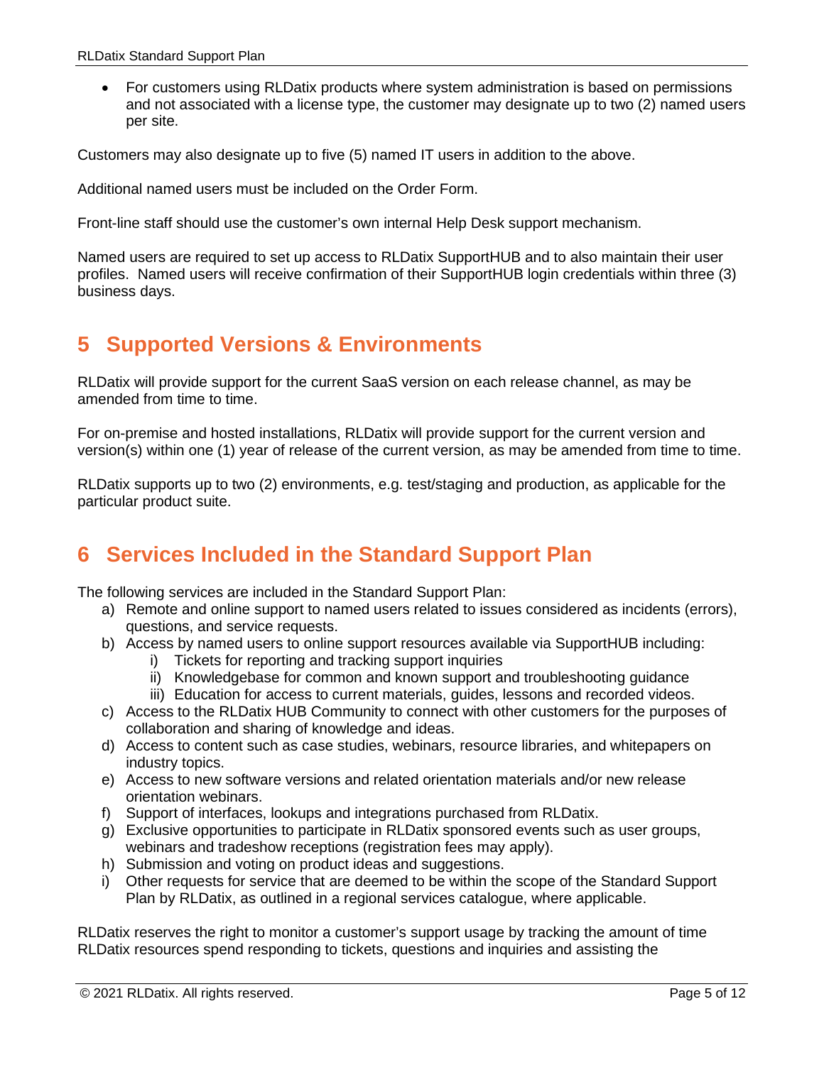- For customers using RLDatix products where system administration is based on permissions and not associated with a license type, the customer may designate up to two (2) named users per site.

Customers may also designate up to five (5) named IT users in addition to the above.

Additional named users must be included on the Order Form.

Front-line staff should use the customer's own internal Help Desk support mechanism.

Named users are required to set up access to RLDatix SupportHUB and to also maintain their user profiles. Named users will receive confirmation of their SupportHUB login credentials within three (3) business days.

# 5 Supported Versions & Environments

RLDatix will provide support for the current SaaS version on each release channel, as may be amended from time to time.

For on-premise and hosted installations, RLDatix will provide support for the current version and version(s) within one (1) year of release of the current version, as may be amended from time to time.

RLDatix supports up to two (2) environments, e.g. test/staging and production, as applicable for the particular product suite.

# 6 Services Included in the Standard Support Plan

The following services are included in the Standard Support Plan:

a) Remote and online support to named users related to issues considered as incidents (errors), questions, and service requests.
b) Access by named users to online support resources available via SupportHUB including:
    i) Tickets for reporting and tracking support inquiries
    ii) Knowledgebase for common and known support and troubleshooting guidance
    iii) Education for access to current materials, guides, lessons and recorded videos.
c) Access to the RLDatix HUB Community to connect with other customers for the purposes of collaboration and sharing of knowledge and ideas.
d) Access to content such as case studies, webinars, resource libraries, and whitepapers on industry topics.
e) Access to new software versions and related orientation materials and/or new release orientation webinars.
f) Support of interfaces, lookups and integrations purchased from RLDatix.
g) Exclusive opportunities to participate in RLDatix sponsored events such as user groups, webinars and tradeshow receptions (registration fees may apply).
h) Submission and voting on product ideas and suggestions.
i) Other requests for service that are deemed to be within the scope of the Standard Support Plan by RLDatix, as outlined in a regional services catalogue, where applicable.

RLDatix reserves the right to monitor a customer's support usage by tracking the amount of time RLDatix resources spend responding to tickets, questions and inquiries and assisting the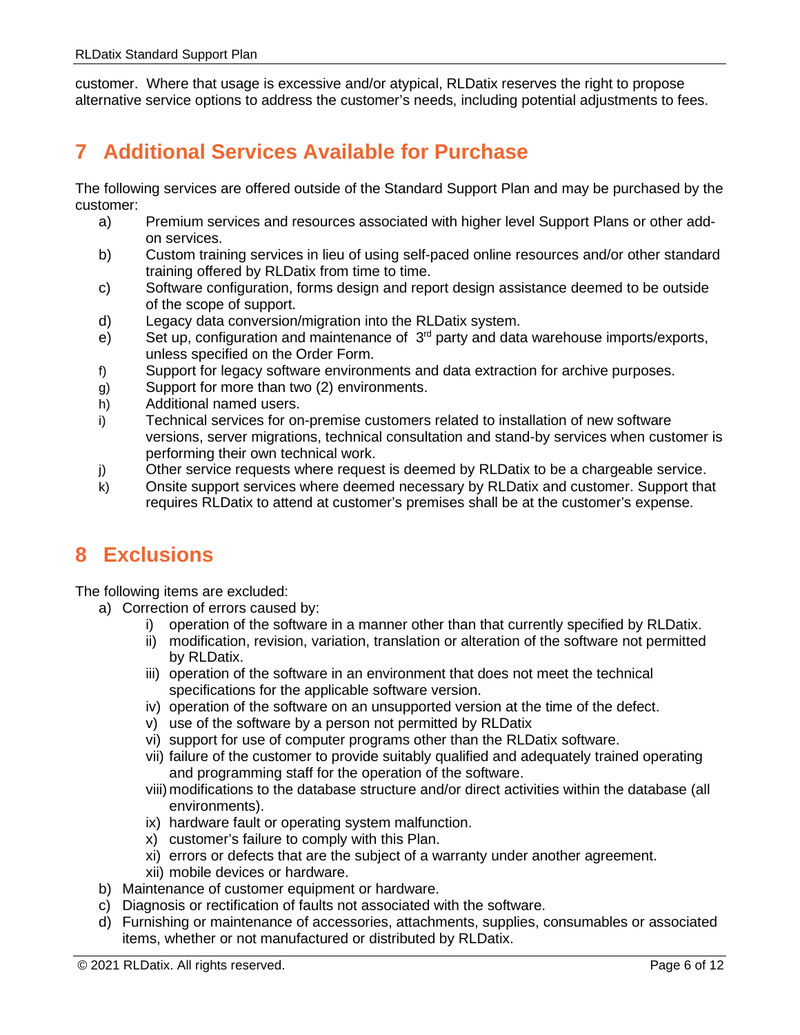customer. Where that usage is excessive and/or atypical, RLDatix reserves the right to propose alternative service options to address the customer's needs, including potential adjustments to fees.

# 7 Additional Services Available for Purchase

The following services are offered outside of the Standard Support Plan and may be purchased by the customer:

a) Premium services and resources associated with higher level Support Plans or other add-on services.
b) Custom training services in lieu of using self-paced online resources and/or other standard training offered by RLDatix from time to time.
c) Software configuration, forms design and report design assistance deemed to be outside of the scope of support.
d) Legacy data conversion/migration into the RLDatix system.
e) Set up, configuration and maintenance of 3rd party and data warehouse imports/exports, unless specified on the Order Form.
f) Support for legacy software environments and data extraction for archive purposes.
g) Support for more than two (2) environments.
h) Additional named users.
i) Technical services for on-premise customers related to installation of new software versions, server migrations, technical consultation and stand-by services when customer is performing their own technical work.
j) Other service requests where request is deemed by RLDatix to be a chargeable service.
k) Onsite support services where deemed necessary by RLDatix and customer. Support that requires RLDatix to attend at customer's premises shall be at the customer's expense.

# 8 Exclusions

The following items are excluded:

a) Correction of errors caused by:
    i) operation of the software in a manner other than that currently specified by RLDatix.
    ii) modification, revision, variation, translation or alteration of the software not permitted by RLDatix.
    iii) operation of the software in an environment that does not meet the technical specifications for the applicable software version.
    iv) operation of the software on an unsupported version at the time of the defect.
    v) use of the software by a person not permitted by RLDatix
    vi) support for use of computer programs other than the RLDatix software.
    vii) failure of the customer to provide suitably qualified and adequately trained operating and programming staff for the operation of the software.
    viii) modifications to the database structure and/or direct activities within the database (all environments).
    ix) hardware fault or operating system malfunction.
    x) customer's failure to comply with this Plan.
    xi) errors or defects that are the subject of a warranty under another agreement.
    xii) mobile devices or hardware.
b) Maintenance of customer equipment or hardware.
c) Diagnosis or rectification of faults not associated with the software.
d) Furnishing or maintenance of accessories, attachments, supplies, consumables or associated items, whether or not manufactured or distributed by RLDatix.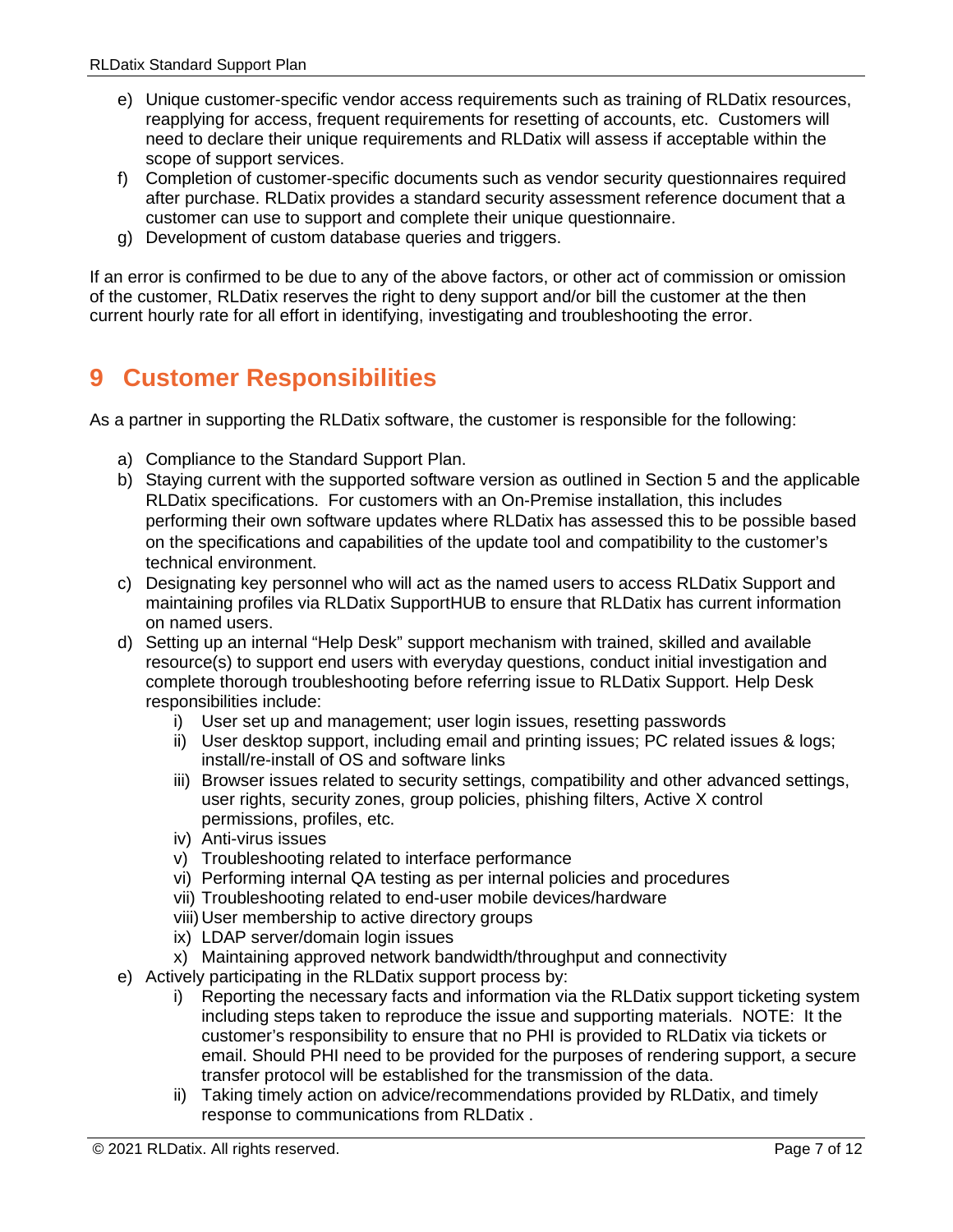e) Unique customer-specific vendor access requirements such as training of RLDatix resources, reapplying for access, frequent requirements for resetting of accounts, etc. Customers will need to declare their unique requirements and RLDatix will assess if acceptable within the scope of support services.
f) Completion of customer-specific documents such as vendor security questionnaires required after purchase. RLDatix provides a standard security assessment reference document that a customer can use to support and complete their unique questionnaire.
g) Development of custom database queries and triggers.

If an error is confirmed to be due to any of the above factors, or other act of commission or omission of the customer, RLDatix reserves the right to deny support and/or bill the customer at the then current hourly rate for all effort in identifying, investigating and troubleshooting the error.

# 9 Customer Responsibilities

As a partner in supporting the RLDatix software, the customer is responsible for the following:

a) Compliance to the Standard Support Plan.
b) Staying current with the supported software version as outlined in Section 5 and the applicable RLDatix specifications. For customers with an On-Premise installation, this includes performing their own software updates where RLDatix has assessed this to be possible based on the specifications and capabilities of the update tool and compatibility to the customer's technical environment.
c) Designating key personnel who will act as the named users to access RLDatix Support and maintaining profiles via RLDatix SupportHUB to ensure that RLDatix has current information on named users.
d) Setting up an internal "Help Desk" support mechanism with trained, skilled and available resource(s) to support end users with everyday questions, conduct initial investigation and complete thorough troubleshooting before referring issue to RLDatix Support. Help Desk responsibilities include:
    i) User set up and management; user login issues, resetting passwords
    ii) User desktop support, including email and printing issues; PC related issues & logs; install/re-install of OS and software links
    iii) Browser issues related to security settings, compatibility and other advanced settings, user rights, security zones, group policies, phishing filters, Active X control permissions, profiles, etc.
    iv) Anti-virus issues
    v) Troubleshooting related to interface performance
    vi) Performing internal QA testing as per internal policies and procedures
    vii) Troubleshooting related to end-user mobile devices/hardware
    viii) User membership to active directory groups
    ix) LDAP server/domain login issues
    x) Maintaining approved network bandwidth/throughput and connectivity
e) Actively participating in the RLDatix support process by:
    i) Reporting the necessary facts and information via the RLDatix support ticketing system including steps taken to reproduce the issue and supporting materials. NOTE: It the customer's responsibility to ensure that no PHI is provided to RLDatix via tickets or email. Should PHI need to be provided for the purposes of rendering support, a secure transfer protocol will be established for the transmission of the data.
    ii) Taking timely action on advice/recommendations provided by RLDatix, and timely response to communications from RLDatix .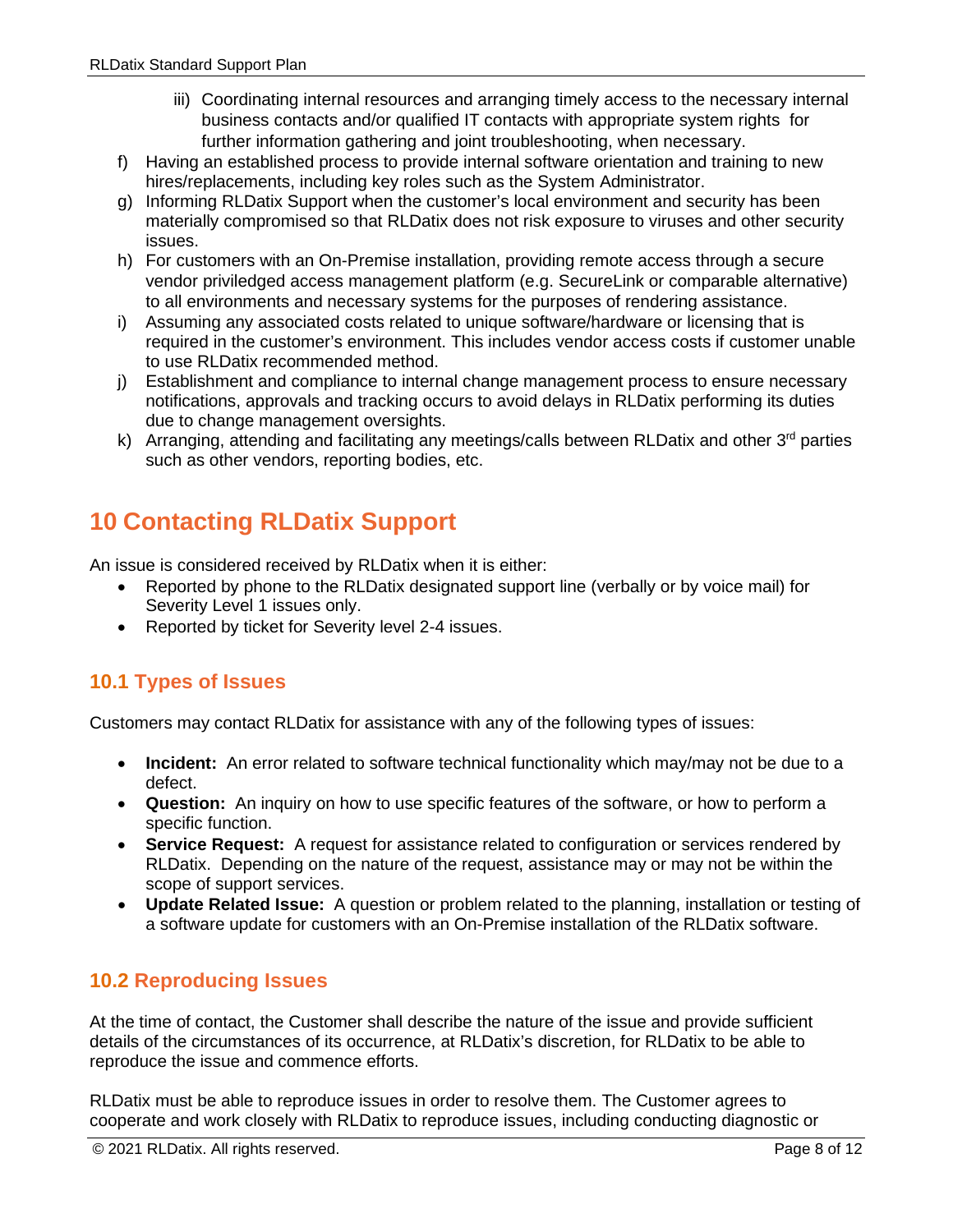iii) Coordinating internal resources and arranging timely access to the necessary internal business contacts and/or qualified IT contacts with appropriate system rights for further information gathering and joint troubleshooting, when necessary.

f) Having an established process to provide internal software orientation and training to new hires/replacements, including key roles such as the System Administrator.

g) Informing RLDatix Support when the customer's local environment and security has been materially compromised so that RLDatix does not risk exposure to viruses and other security issues.

h) For customers with an On-Premise installation, providing remote access through a secure vendor priviledged access management platform (e.g. SecureLink or comparable alternative) to all environments and necessary systems for the purposes of rendering assistance.

i) Assuming any associated costs related to unique software/hardware or licensing that is required in the customer's environment. This includes vendor access costs if customer unable to use RLDatix recommended method.

j) Establishment and compliance to internal change management process to ensure necessary notifications, approvals and tracking occurs to avoid delays in RLDatix performing its duties due to change management oversights.

k) Arranging, attending and facilitating any meetings/calls between RLDatix and other 3rd parties such as other vendors, reporting bodies, etc.

# 10 Contacting RLDatix Support

An issue is considered received by RLDatix when it is either:

- Reported by phone to the RLDatix designated support line (verbally or by voice mail) for Severity Level 1 issues only.
- Reported by ticket for Severity level 2-4 issues.

## 10.1 Types of Issues

Customers may contact RLDatix for assistance with any of the following types of issues:

- **Incident:** An error related to software technical functionality which may/may not be due to a defect.
- **Question:** An inquiry on how to use specific features of the software, or how to perform a specific function.
- **Service Request:** A request for assistance related to configuration or services rendered by RLDatix. Depending on the nature of the request, assistance may or may not be within the scope of support services.
- **Update Related Issue:** A question or problem related to the planning, installation or testing of a software update for customers with an On-Premise installation of the RLDatix software.

## 10.2 Reproducing Issues

At the time of contact, the Customer shall describe the nature of the issue and provide sufficient details of the circumstances of its occurrence, at RLDatix's discretion, for RLDatix to be able to reproduce the issue and commence efforts.

RLDatix must be able to reproduce issues in order to resolve them. The Customer agrees to cooperate and work closely with RLDatix to reproduce issues, including conducting diagnostic or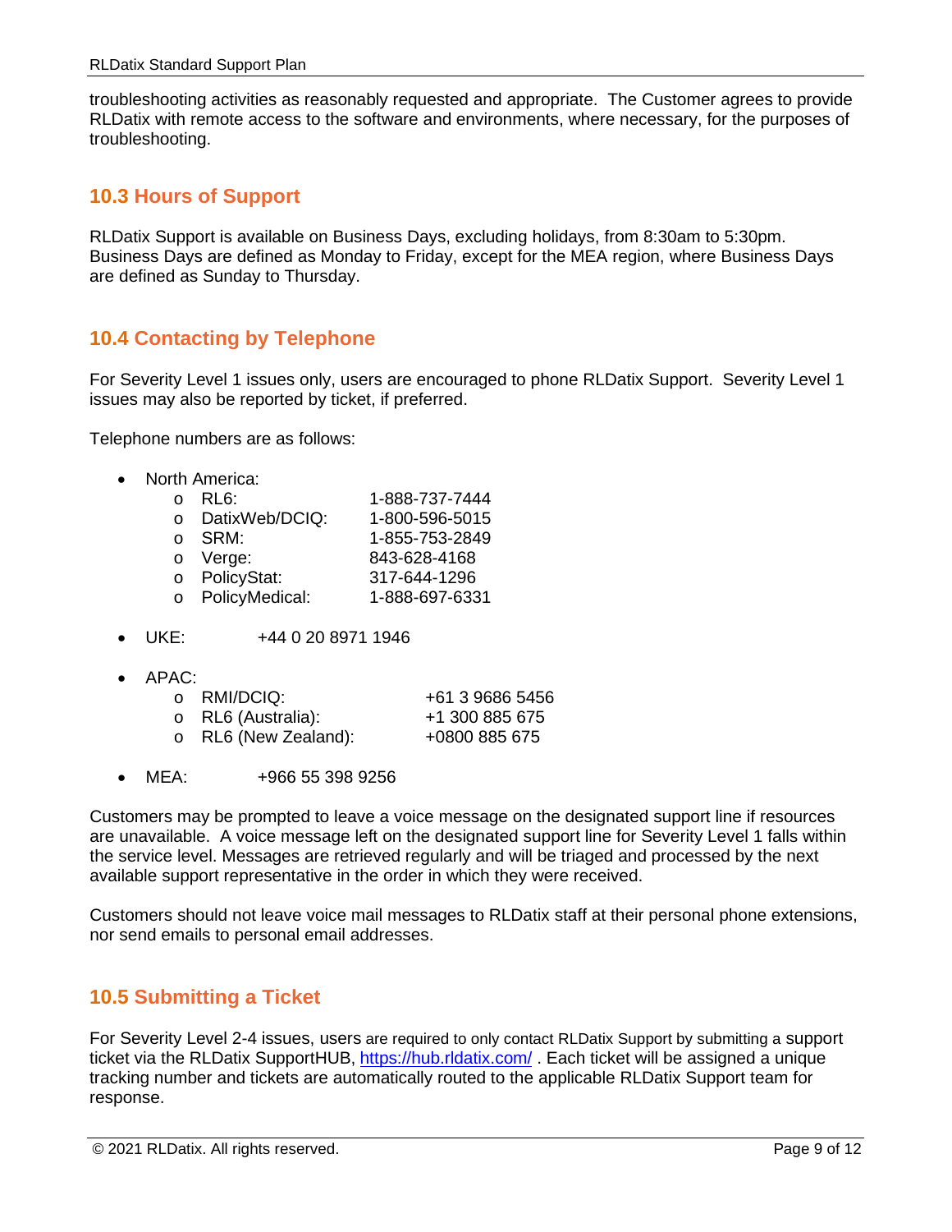troubleshooting activities as reasonably requested and appropriate. The Customer agrees to provide RLDatix with remote access to the software and environments, where necessary, for the purposes of troubleshooting.

## 10.3 Hours of Support

RLDatix Support is available on Business Days, excluding holidays, from 8:30am to 5:30pm. Business Days are defined as Monday to Friday, except for the MEA region, where Business Days are defined as Sunday to Thursday.

## 10.4 Contacting by Telephone

For Severity Level 1 issues only, users are encouraged to phone RLDatix Support. Severity Level 1 issues may also be reported by ticket, if preferred.

Telephone numbers are as follows:

- North America:
  - RL6: 1-888-737-7444
  - DatixWeb/DCIQ: 1-800-596-5015
  - SRM: 1-855-753-2849
  - Verge: 843-628-4168
  - PolicyStat: 317-644-1296
  - PolicyMedical: 1-888-697-6331
- UKE: +44 0 20 8971 1946
- APAC:
  - RMI/DCIQ: +61 3 9686 5456
  - RL6 (Australia): +1 300 885 675
  - RL6 (New Zealand): +0800 885 675
- MEA: +966 55 398 9256

Customers may be prompted to leave a voice message on the designated support line if resources are unavailable. A voice message left on the designated support line for Severity Level 1 falls within the service level. Messages are retrieved regularly and will be triaged and processed by the next available support representative in the order in which they were received.

Customers should not leave voice mail messages to RLDatix staff at their personal phone extensions, nor send emails to personal email addresses.

## 10.5 Submitting a Ticket

For Severity Level 2-4 issues, users are required to only contact RLDatix Support by submitting a support ticket via the RLDatix SupportHUB, https://hub.rldatix.com/ . Each ticket will be assigned a unique tracking number and tickets are automatically routed to the applicable RLDatix Support team for response.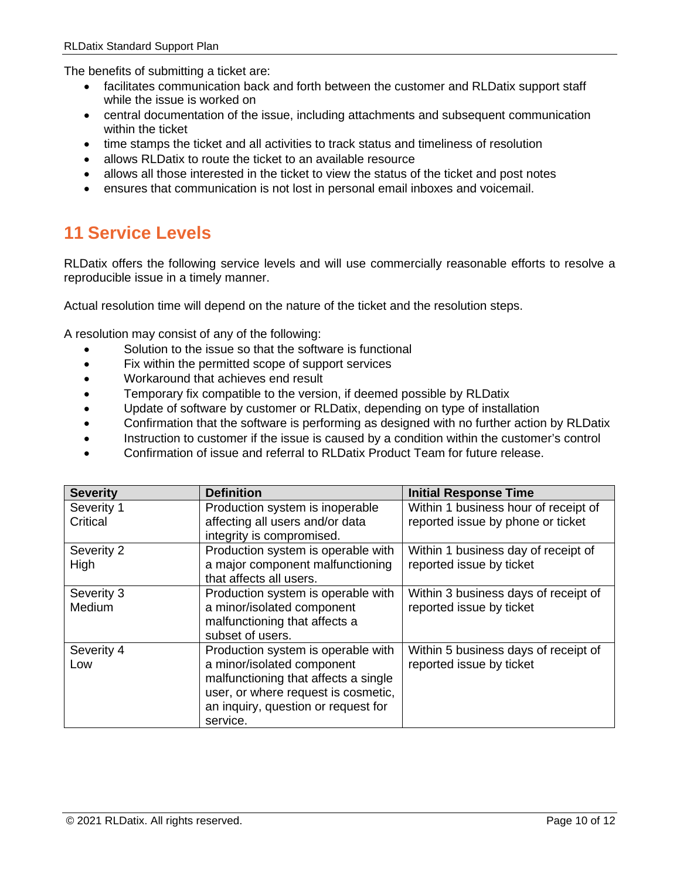The benefits of submitting a ticket are:

- facilitates communication back and forth between the customer and RLDatix support staff while the issue is worked on
- central documentation of the issue, including attachments and subsequent communication within the ticket
- time stamps the ticket and all activities to track status and timeliness of resolution
- allows RLDatix to route the ticket to an available resource
- allows all those interested in the ticket to view the status of the ticket and post notes
- ensures that communication is not lost in personal email inboxes and voicemail.

# 11 Service Levels

RLDatix offers the following service levels and will use commercially reasonable efforts to resolve a reproducible issue in a timely manner.

Actual resolution time will depend on the nature of the ticket and the resolution steps.

A resolution may consist of any of the following:

- Solution to the issue so that the software is functional
- Fix within the permitted scope of support services
- Workaround that achieves end result
- Temporary fix compatible to the version, if deemed possible by RLDatix
- Update of software by customer or RLDatix, depending on type of installation
- Confirmation that the software is performing as designed with no further action by RLDatix
- Instruction to customer if the issue is caused by a condition within the customer's control
- Confirmation of issue and referral to RLDatix Product Team for future release.

| Severity | Definition | Initial Response Time |
|---|---|---|
| Severity 1 Critical | Production system is inoperable affecting all users and/or data integrity is compromised. | Within 1 business hour of receipt of reported issue by phone or ticket |
| Severity 2 High | Production system is operable with a major component malfunctioning that affects all users. | Within 1 business day of receipt of reported issue by ticket |
| Severity 3 Medium | Production system is operable with a minor/isolated component malfunctioning that affects a subset of users. | Within 3 business days of receipt of reported issue by ticket |
| Severity 4 Low | Production system is operable with a minor/isolated component malfunctioning that affects a single user, or where request is cosmetic, an inquiry, question or request for service. | Within 5 business days of receipt of reported issue by ticket |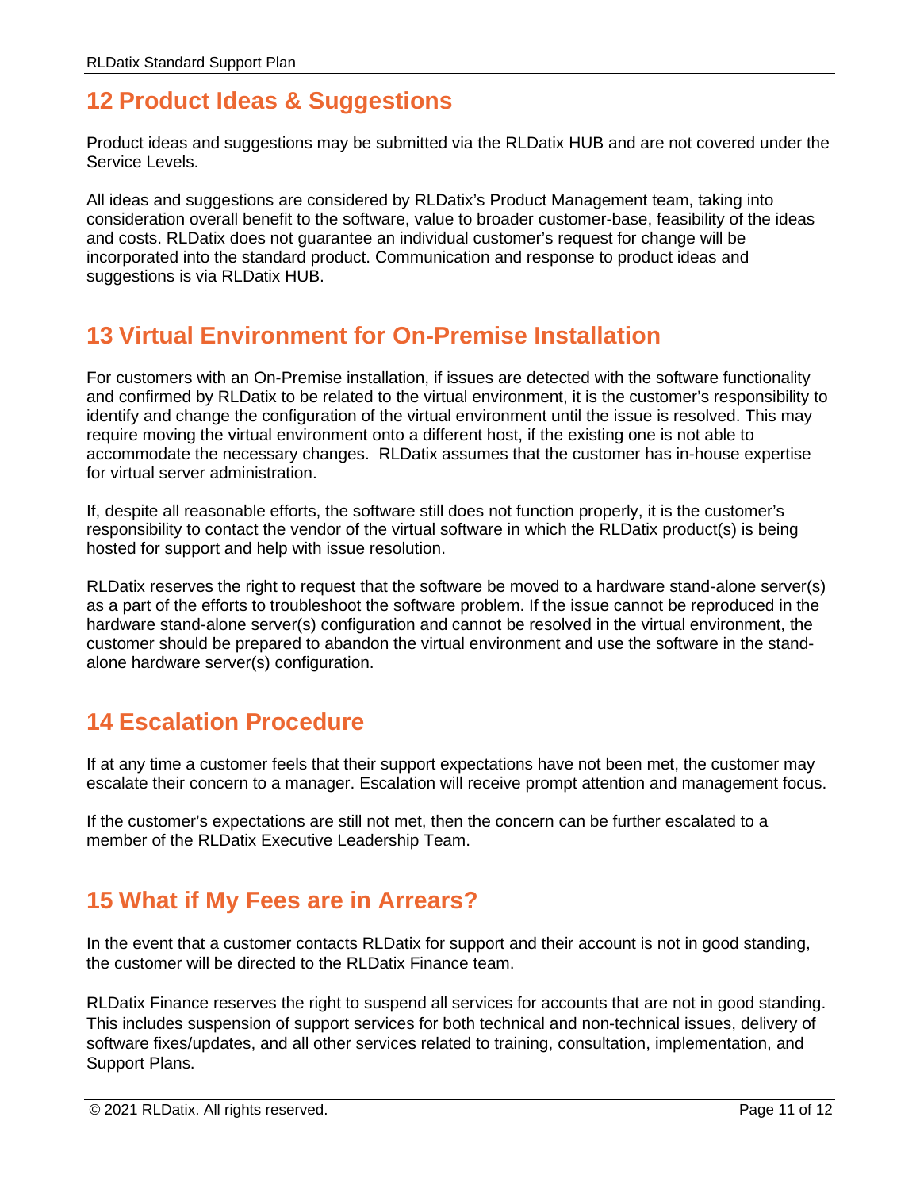## 12 Product Ideas & Suggestions

Product ideas and suggestions may be submitted via the RLDatix HUB and are not covered under the Service Levels.

All ideas and suggestions are considered by RLDatix's Product Management team, taking into consideration overall benefit to the software, value to broader customer-base, feasibility of the ideas and costs. RLDatix does not guarantee an individual customer's request for change will be incorporated into the standard product. Communication and response to product ideas and suggestions is via RLDatix HUB.

## 13 Virtual Environment for On-Premise Installation

For customers with an On-Premise installation, if issues are detected with the software functionality and confirmed by RLDatix to be related to the virtual environment, it is the customer's responsibility to identify and change the configuration of the virtual environment until the issue is resolved. This may require moving the virtual environment onto a different host, if the existing one is not able to accommodate the necessary changes. RLDatix assumes that the customer has in-house expertise for virtual server administration.

If, despite all reasonable efforts, the software still does not function properly, it is the customer's responsibility to contact the vendor of the virtual software in which the RLDatix product(s) is being hosted for support and help with issue resolution.

RLDatix reserves the right to request that the software be moved to a hardware stand-alone server(s) as a part of the efforts to troubleshoot the software problem. If the issue cannot be reproduced in the hardware stand-alone server(s) configuration and cannot be resolved in the virtual environment, the customer should be prepared to abandon the virtual environment and use the software in the stand-alone hardware server(s) configuration.

## 14 Escalation Procedure

If at any time a customer feels that their support expectations have not been met, the customer may escalate their concern to a manager. Escalation will receive prompt attention and management focus.

If the customer's expectations are still not met, then the concern can be further escalated to a member of the RLDatix Executive Leadership Team.

## 15 What if My Fees are in Arrears?

In the event that a customer contacts RLDatix for support and their account is not in good standing, the customer will be directed to the RLDatix Finance team.

RLDatix Finance reserves the right to suspend all services for accounts that are not in good standing. This includes suspension of support services for both technical and non-technical issues, delivery of software fixes/updates, and all other services related to training, consultation, implementation, and Support Plans.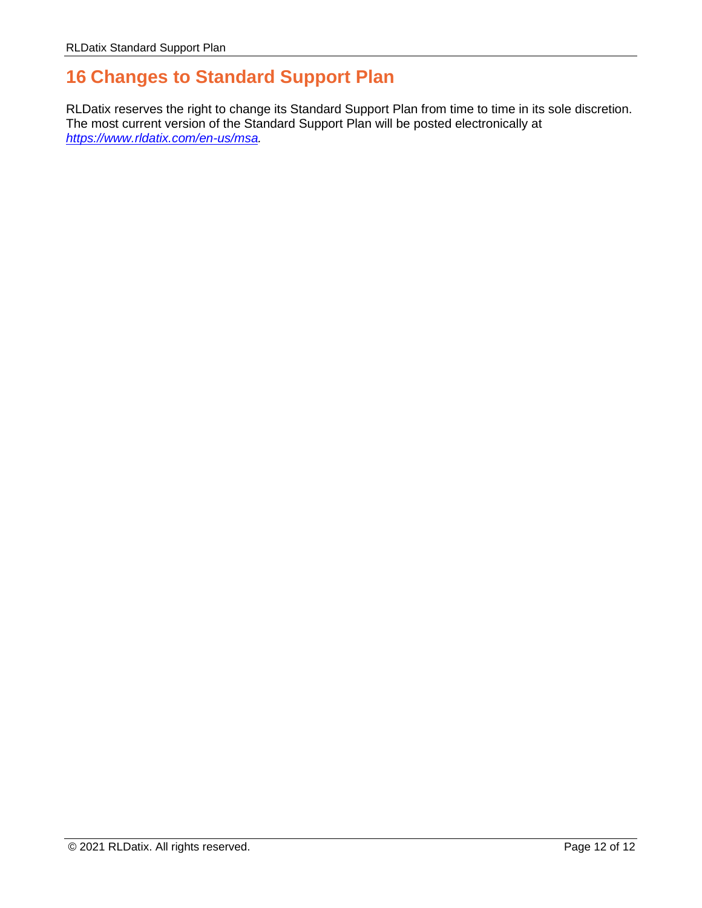# 16 Changes to Standard Support Plan

RLDatix reserves the right to change its Standard Support Plan from time to time in its sole discretion. The most current version of the Standard Support Plan will be posted electronically at *https://www.rldatix.com/en-us/msa*.